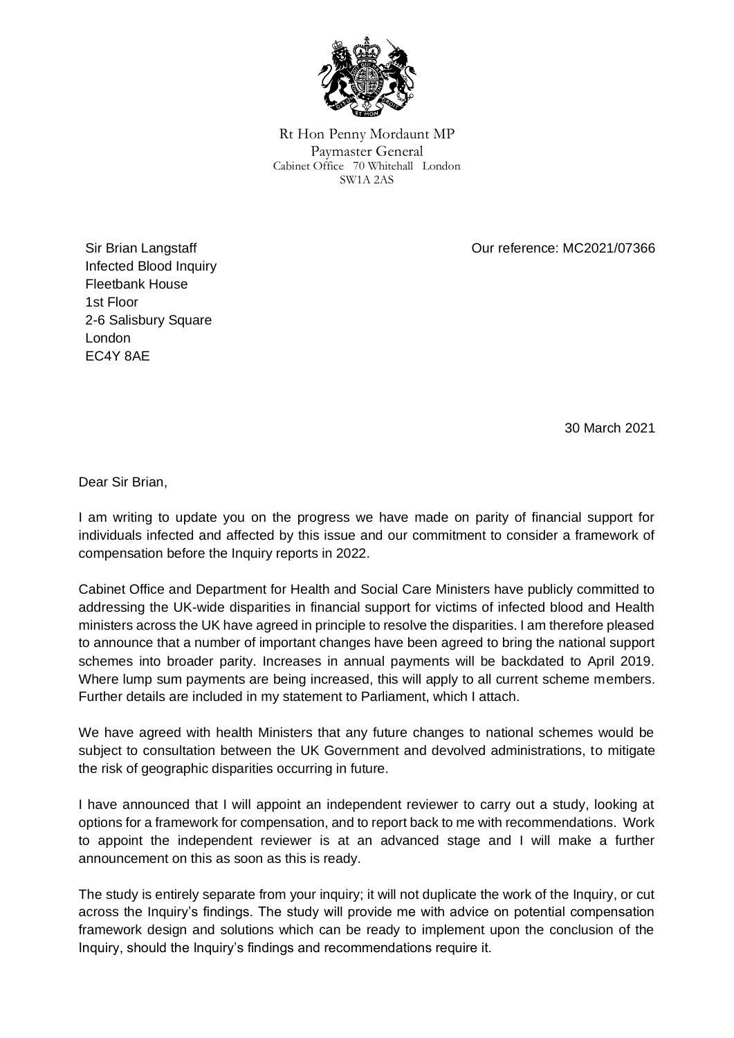Rt Hon Penny Mordaunt MP
Paymaster General
Cabinet Office 70 Whitehall London
SW1A 2AS

Sir Brian Langstaff
Infected Blood Inquiry
Fleetbank House
1st Floor
2-6 Salisbury Square
London
EC4Y 8AE

Our reference: MC2021/07366

30 March 2021

Dear Sir Brian,

I am writing to update you on the progress we have made on parity of financial support for individuals infected and affected by this issue and our commitment to consider a framework of compensation before the Inquiry reports in 2022.

Cabinet Office and Department for Health and Social Care Ministers have publicly committed to addressing the UK-wide disparities in financial support for victims of infected blood and Health ministers across the UK have agreed in principle to resolve the disparities. I am therefore pleased to announce that a number of important changes have been agreed to bring the national support schemes into broader parity. Increases in annual payments will be backdated to April 2019. Where lump sum payments are being increased, this will apply to all current scheme members. Further details are included in my statement to Parliament, which I attach.

We have agreed with health Ministers that any future changes to national schemes would be subject to consultation between the UK Government and devolved administrations, to mitigate the risk of geographic disparities occurring in future.

I have announced that I will appoint an independent reviewer to carry out a study, looking at options for a framework for compensation, and to report back to me with recommendations. Work to appoint the independent reviewer is at an advanced stage and I will make a further announcement on this as soon as this is ready.

The study is entirely separate from your inquiry; it will not duplicate the work of the Inquiry, or cut across the Inquiry's findings. The study will provide me with advice on potential compensation framework design and solutions which can be ready to implement upon the conclusion of the Inquiry, should the Inquiry's findings and recommendations require it.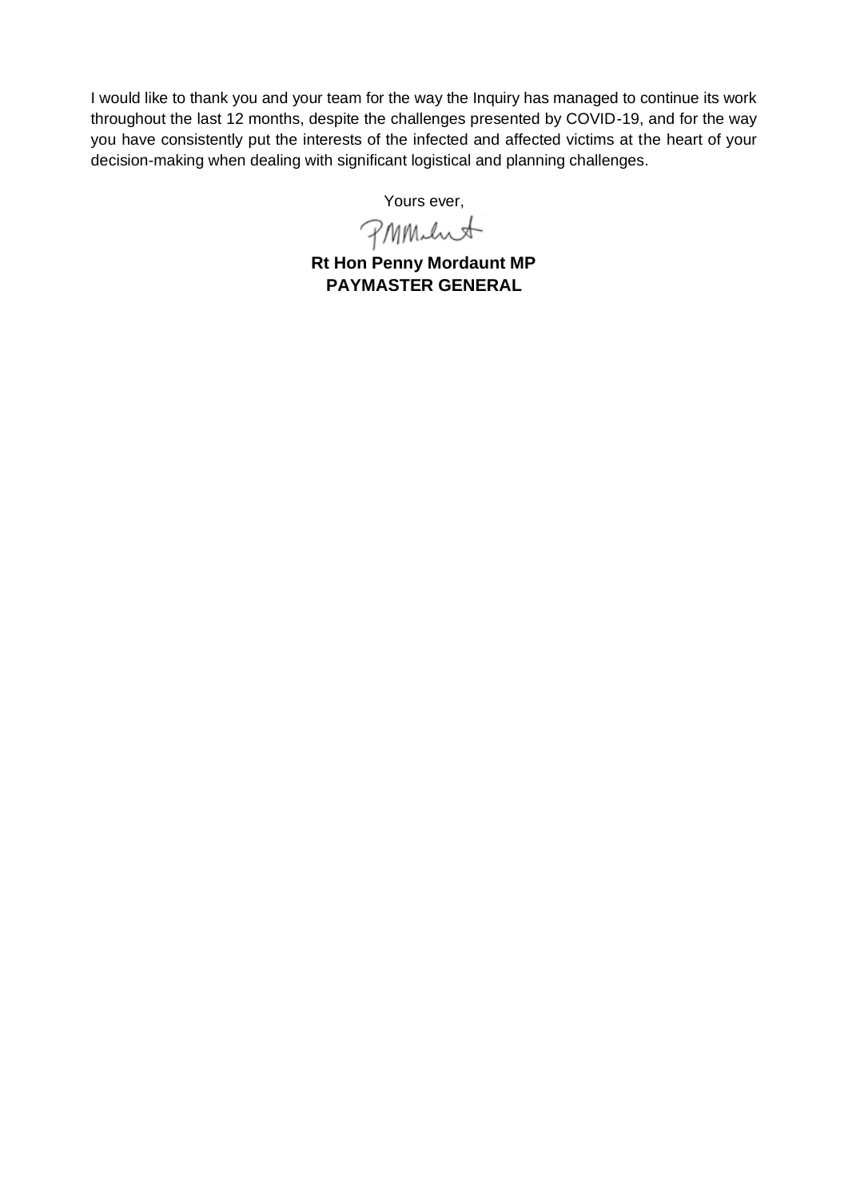I would like to thank you and your team for the way the Inquiry has managed to continue its work throughout the last 12 months, despite the challenges presented by COVID-19, and for the way you have consistently put the interests of the infected and affected victims at the heart of your decision-making when dealing with significant logistical and planning challenges.

Yours ever,

**Rt Hon Penny Mordaunt MP**
**PAYMASTER GENERAL**